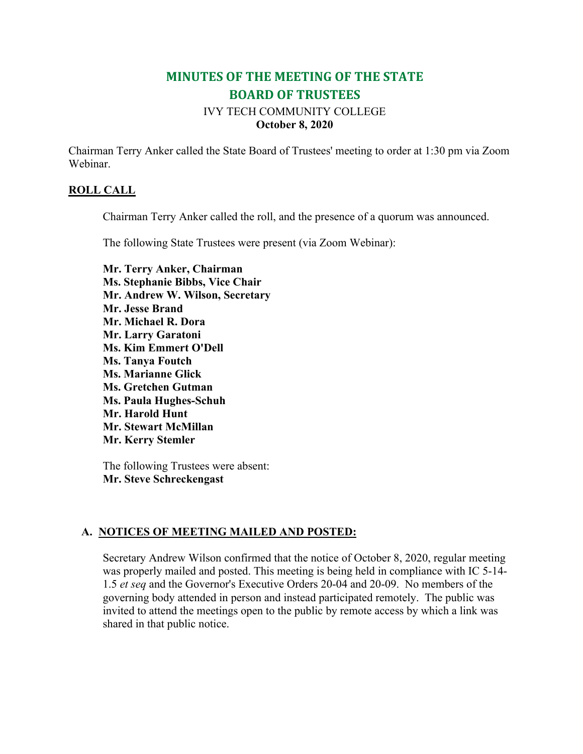# MINUTES OF THE MEETING OF THE STATE BOARD OF TRUSTEES

IVY TECH COMMUNITY COLLEGE
**October 8, 2020**

Chairman Terry Anker called the State Board of Trustees' meeting to order at 1:30 pm via Zoom Webinar.

## ROLL CALL

Chairman Terry Anker called the roll, and the presence of a quorum was announced.

The following State Trustees were present (via Zoom Webinar):

**Mr. Terry Anker, Chairman**
**Ms. Stephanie Bibbs, Vice Chair**
**Mr. Andrew W. Wilson, Secretary**
**Mr. Jesse Brand**
**Mr. Michael R. Dora**
**Mr. Larry Garatoni**
**Ms. Kim Emmert O'Dell**
**Ms. Tanya Foutch**
**Ms. Marianne Glick**
**Ms. Gretchen Gutman**
**Ms. Paula Hughes-Schuh**
**Mr. Harold Hunt**
**Mr. Stewart McMillan**
**Mr. Kerry Stemler**

The following Trustees were absent:
**Mr. Steve Schreckengast**

## A. NOTICES OF MEETING MAILED AND POSTED:

Secretary Andrew Wilson confirmed that the notice of October 8, 2020, regular meeting was properly mailed and posted. This meeting is being held in compliance with IC 5-14-1.5 *et seq* and the Governor's Executive Orders 20-04 and 20-09. No members of the governing body attended in person and instead participated remotely. The public was invited to attend the meetings open to the public by remote access by which a link was shared in that public notice.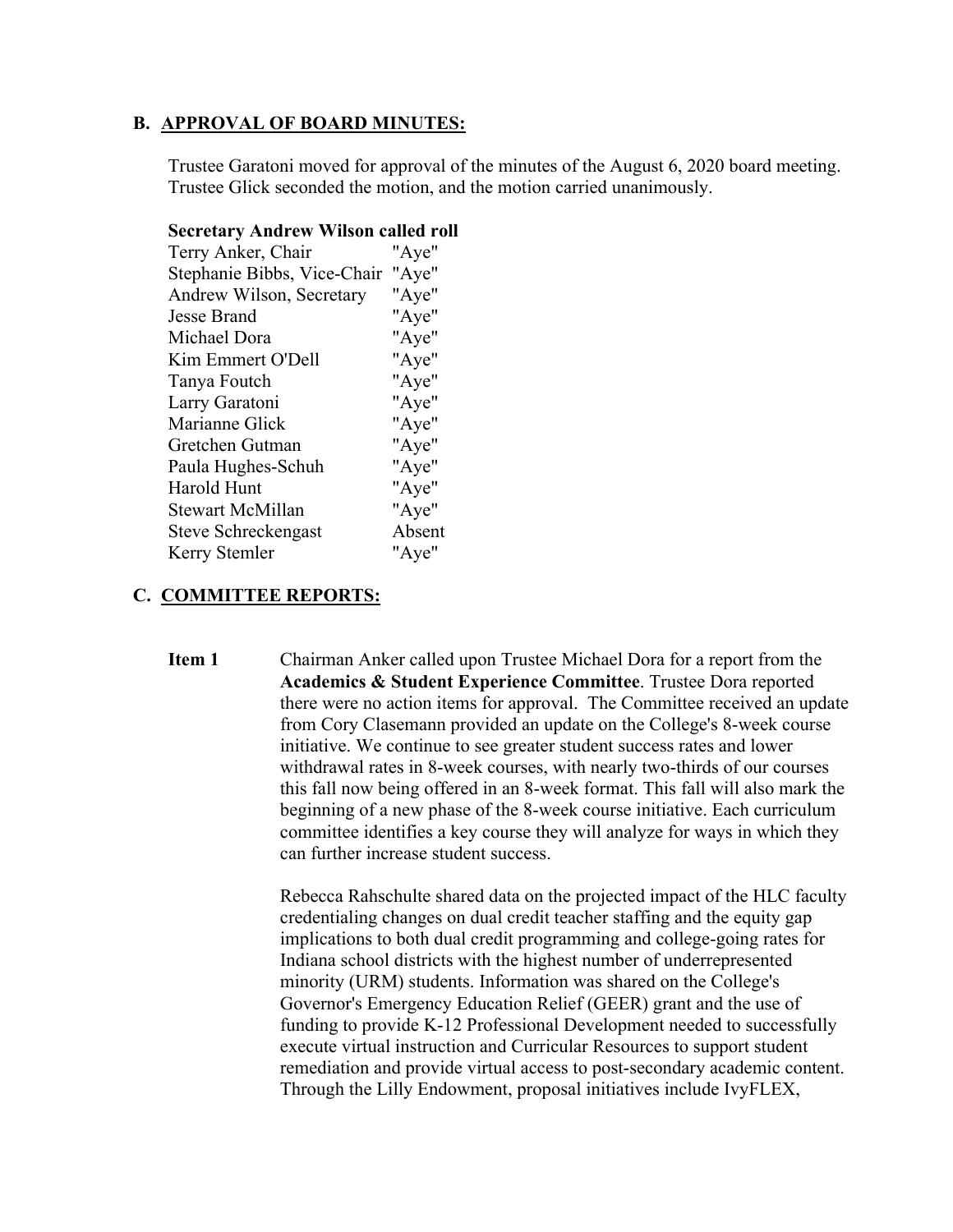## B. APPROVAL OF BOARD MINUTES:

Trustee Garatoni moved for approval of the minutes of the August 6, 2020 board meeting. Trustee Glick seconded the motion, and the motion carried unanimously.

**Secretary Andrew Wilson called roll**

| | |
|---|---|
| Terry Anker, Chair | "Aye" |
| Stephanie Bibbs, Vice-Chair | "Aye" |
| Andrew Wilson, Secretary | "Aye" |
| Jesse Brand | "Aye" |
| Michael Dora | "Aye" |
| Kim Emmert O'Dell | "Aye" |
| Tanya Foutch | "Aye" |
| Larry Garatoni | "Aye" |
| Marianne Glick | "Aye" |
| Gretchen Gutman | "Aye" |
| Paula Hughes-Schuh | "Aye" |
| Harold Hunt | "Aye" |
| Stewart McMillan | "Aye" |
| Steve Schreckengast | Absent |
| Kerry Stemler | "Aye" |

## C. COMMITTEE REPORTS:

**Item 1** Chairman Anker called upon Trustee Michael Dora for a report from the **Academics & Student Experience Committee**. Trustee Dora reported there were no action items for approval. The Committee received an update from Cory Clasemann provided an update on the College's 8-week course initiative. We continue to see greater student success rates and lower withdrawal rates in 8-week courses, with nearly two-thirds of our courses this fall now being offered in an 8-week format. This fall will also mark the beginning of a new phase of the 8-week course initiative. Each curriculum committee identifies a key course they will analyze for ways in which they can further increase student success.

Rebecca Rahschulte shared data on the projected impact of the HLC faculty credentialing changes on dual credit teacher staffing and the equity gap implications to both dual credit programming and college-going rates for Indiana school districts with the highest number of underrepresented minority (URM) students. Information was shared on the College's Governor's Emergency Education Relief (GEER) grant and the use of funding to provide K-12 Professional Development needed to successfully execute virtual instruction and Curricular Resources to support student remediation and provide virtual access to post-secondary academic content. Through the Lilly Endowment, proposal initiatives include IvyFLEX,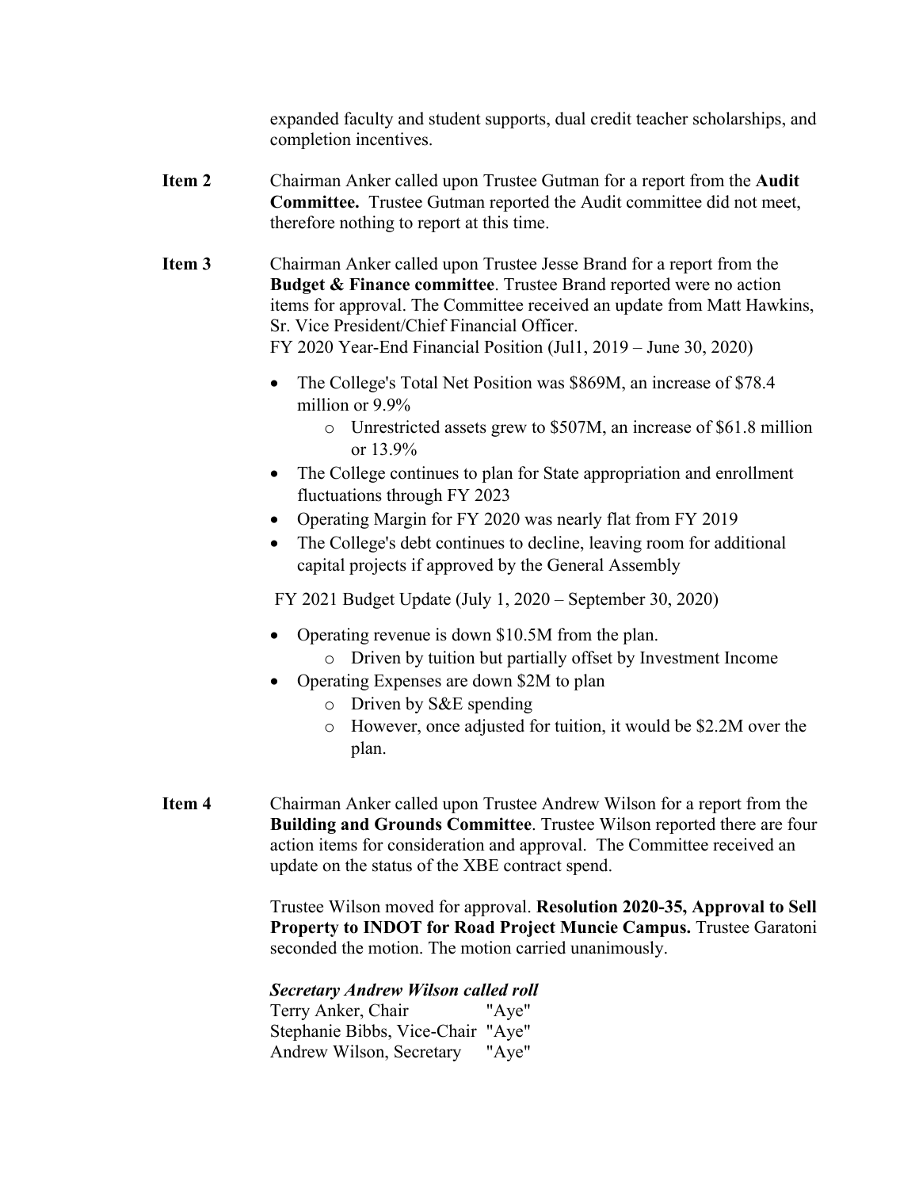expanded faculty and student supports, dual credit teacher scholarships, and completion incentives.

**Item 2** Chairman Anker called upon Trustee Gutman for a report from the **Audit Committee.** Trustee Gutman reported the Audit committee did not meet, therefore nothing to report at this time.

**Item 3** Chairman Anker called upon Trustee Jesse Brand for a report from the **Budget & Finance committee**. Trustee Brand reported were no action items for approval. The Committee received an update from Matt Hawkins, Sr. Vice President/Chief Financial Officer.
FY 2020 Year-End Financial Position (Jul1, 2019 – June 30, 2020)

- The College's Total Net Position was $869M, an increase of $78.4 million or 9.9%
  - Unrestricted assets grew to $507M, an increase of $61.8 million or 13.9%
- The College continues to plan for State appropriation and enrollment fluctuations through FY 2023
- Operating Margin for FY 2020 was nearly flat from FY 2019
- The College's debt continues to decline, leaving room for additional capital projects if approved by the General Assembly

FY 2021 Budget Update (July 1, 2020 – September 30, 2020)

- Operating revenue is down $10.5M from the plan.
  - Driven by tuition but partially offset by Investment Income
- Operating Expenses are down $2M to plan
  - Driven by S&E spending
  - However, once adjusted for tuition, it would be $2.2M over the plan.

**Item 4** Chairman Anker called upon Trustee Andrew Wilson for a report from the **Building and Grounds Committee**. Trustee Wilson reported there are four action items for consideration and approval. The Committee received an update on the status of the XBE contract spend.

Trustee Wilson moved for approval. **Resolution 2020-35, Approval to Sell Property to INDOT for Road Project Muncie Campus.** Trustee Garatoni seconded the motion. The motion carried unanimously.

***Secretary Andrew Wilson called roll***
Terry Anker, Chair "Aye"
Stephanie Bibbs, Vice-Chair "Aye"
Andrew Wilson, Secretary "Aye"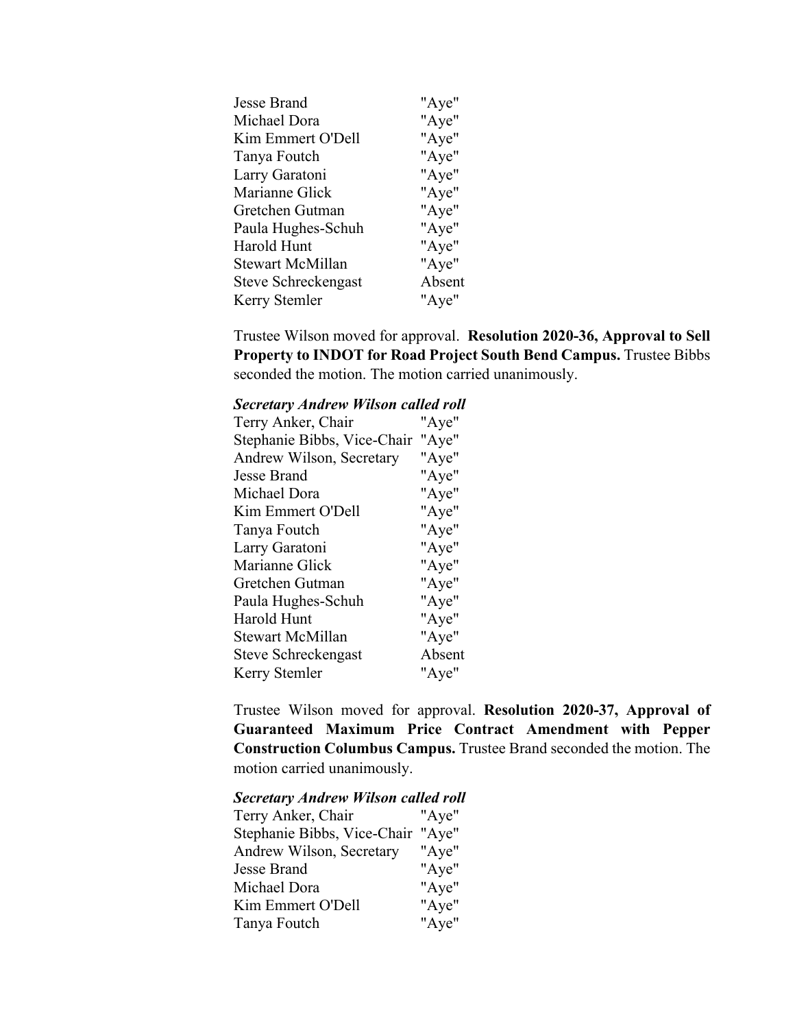| | |
|---|---|
| Jesse Brand | "Aye" |
| Michael Dora | "Aye" |
| Kim Emmert O'Dell | "Aye" |
| Tanya Foutch | "Aye" |
| Larry Garatoni | "Aye" |
| Marianne Glick | "Aye" |
| Gretchen Gutman | "Aye" |
| Paula Hughes-Schuh | "Aye" |
| Harold Hunt | "Aye" |
| Stewart McMillan | "Aye" |
| Steve Schreckengast | Absent |
| Kerry Stemler | "Aye" |

Trustee Wilson moved for approval. **Resolution 2020-36, Approval to Sell Property to INDOT for Road Project South Bend Campus.** Trustee Bibbs seconded the motion. The motion carried unanimously.

***Secretary Andrew Wilson called roll***

| | |
|---|---|
| Terry Anker, Chair | "Aye" |
| Stephanie Bibbs, Vice-Chair | "Aye" |
| Andrew Wilson, Secretary | "Aye" |
| Jesse Brand | "Aye" |
| Michael Dora | "Aye" |
| Kim Emmert O'Dell | "Aye" |
| Tanya Foutch | "Aye" |
| Larry Garatoni | "Aye" |
| Marianne Glick | "Aye" |
| Gretchen Gutman | "Aye" |
| Paula Hughes-Schuh | "Aye" |
| Harold Hunt | "Aye" |
| Stewart McMillan | "Aye" |
| Steve Schreckengast | Absent |
| Kerry Stemler | "Aye" |

Trustee Wilson moved for approval. **Resolution 2020-37, Approval of Guaranteed Maximum Price Contract Amendment with Pepper Construction Columbus Campus.** Trustee Brand seconded the motion. The motion carried unanimously.

***Secretary Andrew Wilson called roll***

| | |
|---|---|
| Terry Anker, Chair | "Aye" |
| Stephanie Bibbs, Vice-Chair | "Aye" |
| Andrew Wilson, Secretary | "Aye" |
| Jesse Brand | "Aye" |
| Michael Dora | "Aye" |
| Kim Emmert O'Dell | "Aye" |
| Tanya Foutch | "Aye" |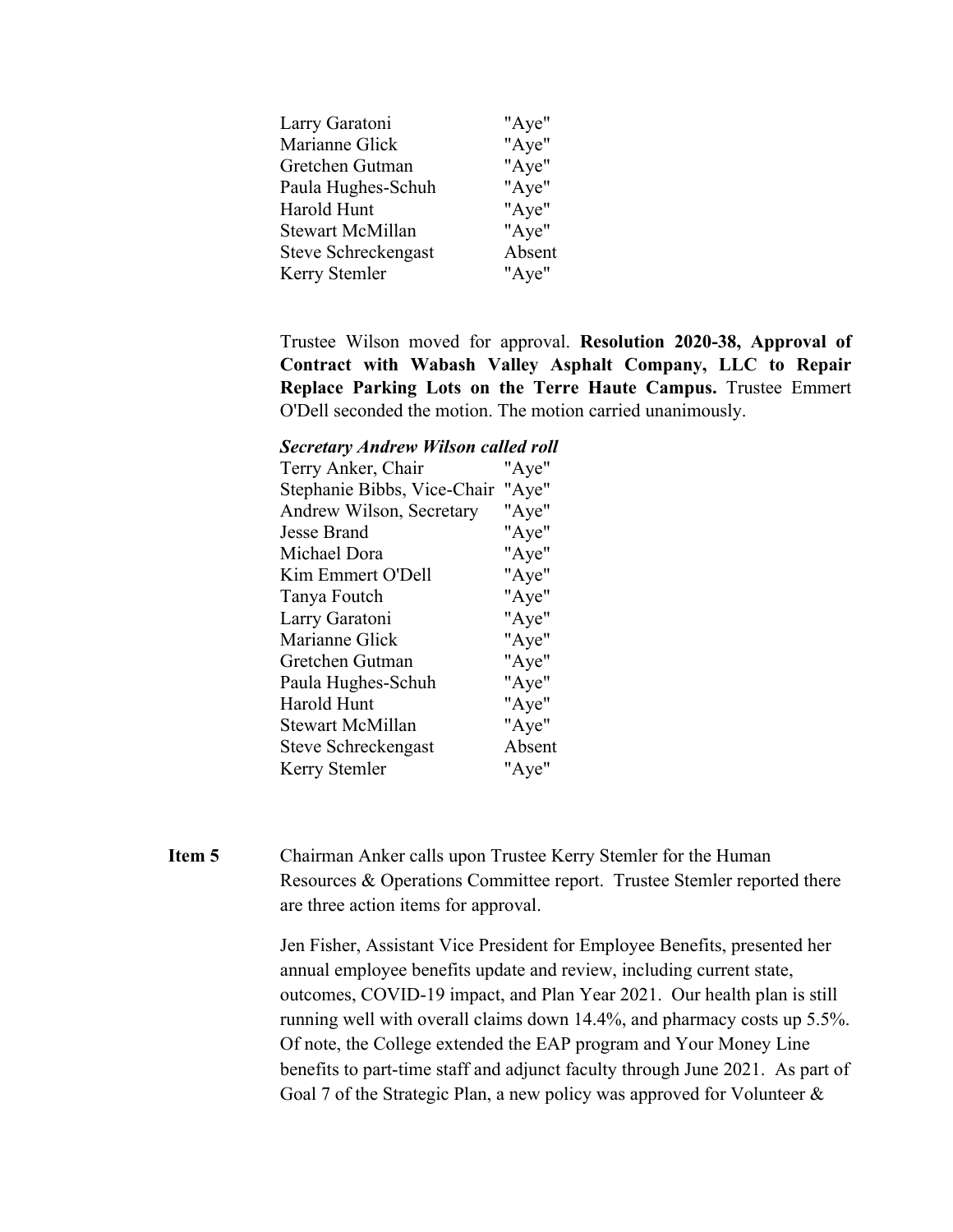| | |
|---|---|
| Larry Garatoni | "Aye" |
| Marianne Glick | "Aye" |
| Gretchen Gutman | "Aye" |
| Paula Hughes-Schuh | "Aye" |
| Harold Hunt | "Aye" |
| Stewart McMillan | "Aye" |
| Steve Schreckengast | Absent |
| Kerry Stemler | "Aye" |

Trustee Wilson moved for approval. **Resolution 2020-38, Approval of Contract with Wabash Valley Asphalt Company, LLC to Repair Replace Parking Lots on the Terre Haute Campus.** Trustee Emmert O'Dell seconded the motion. The motion carried unanimously.

***Secretary Andrew Wilson called roll***

| | |
|---|---|
| Terry Anker, Chair | "Aye" |
| Stephanie Bibbs, Vice-Chair | "Aye" |
| Andrew Wilson, Secretary | "Aye" |
| Jesse Brand | "Aye" |
| Michael Dora | "Aye" |
| Kim Emmert O'Dell | "Aye" |
| Tanya Foutch | "Aye" |
| Larry Garatoni | "Aye" |
| Marianne Glick | "Aye" |
| Gretchen Gutman | "Aye" |
| Paula Hughes-Schuh | "Aye" |
| Harold Hunt | "Aye" |
| Stewart McMillan | "Aye" |
| Steve Schreckengast | Absent |
| Kerry Stemler | "Aye" |

**Item 5** Chairman Anker calls upon Trustee Kerry Stemler for the Human Resources & Operations Committee report. Trustee Stemler reported there are three action items for approval.

Jen Fisher, Assistant Vice President for Employee Benefits, presented her annual employee benefits update and review, including current state, outcomes, COVID-19 impact, and Plan Year 2021. Our health plan is still running well with overall claims down 14.4%, and pharmacy costs up 5.5%. Of note, the College extended the EAP program and Your Money Line benefits to part-time staff and adjunct faculty through June 2021. As part of Goal 7 of the Strategic Plan, a new policy was approved for Volunteer &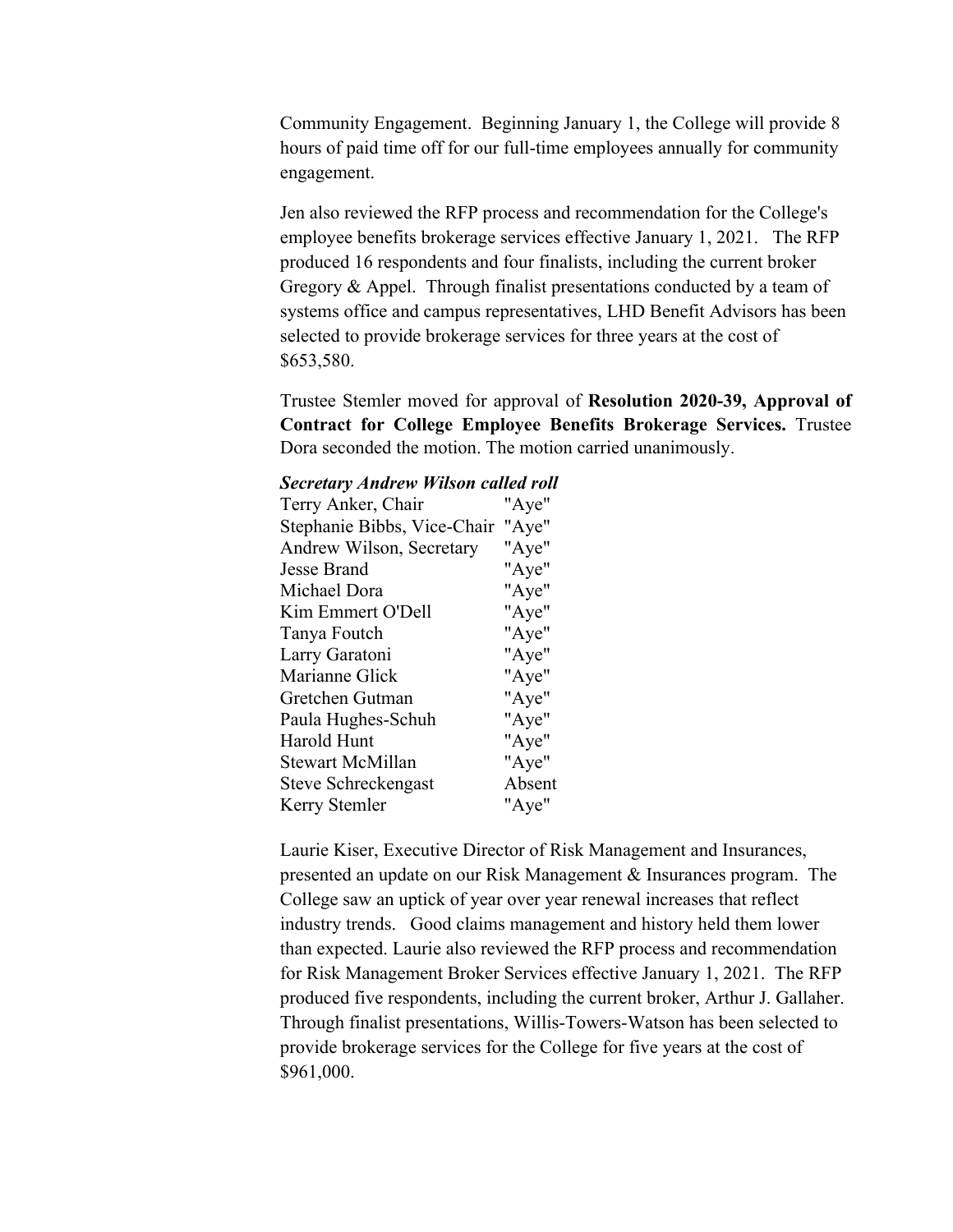Community Engagement. Beginning January 1, the College will provide 8 hours of paid time off for our full-time employees annually for community engagement.

Jen also reviewed the RFP process and recommendation for the College's employee benefits brokerage services effective January 1, 2021. The RFP produced 16 respondents and four finalists, including the current broker Gregory & Appel. Through finalist presentations conducted by a team of systems office and campus representatives, LHD Benefit Advisors has been selected to provide brokerage services for three years at the cost of $653,580.

Trustee Stemler moved for approval of **Resolution 2020-39, Approval of Contract for College Employee Benefits Brokerage Services.** Trustee Dora seconded the motion. The motion carried unanimously.

***Secretary Andrew Wilson called roll***

| | |
|---|---|
| Terry Anker, Chair | "Aye" |
| Stephanie Bibbs, Vice-Chair | "Aye" |
| Andrew Wilson, Secretary | "Aye" |
| Jesse Brand | "Aye" |
| Michael Dora | "Aye" |
| Kim Emmert O'Dell | "Aye" |
| Tanya Foutch | "Aye" |
| Larry Garatoni | "Aye" |
| Marianne Glick | "Aye" |
| Gretchen Gutman | "Aye" |
| Paula Hughes-Schuh | "Aye" |
| Harold Hunt | "Aye" |
| Stewart McMillan | "Aye" |
| Steve Schreckengast | Absent |
| Kerry Stemler | "Aye" |

Laurie Kiser, Executive Director of Risk Management and Insurances, presented an update on our Risk Management & Insurances program. The College saw an uptick of year over year renewal increases that reflect industry trends. Good claims management and history held them lower than expected. Laurie also reviewed the RFP process and recommendation for Risk Management Broker Services effective January 1, 2021. The RFP produced five respondents, including the current broker, Arthur J. Gallaher. Through finalist presentations, Willis-Towers-Watson has been selected to provide brokerage services for the College for five years at the cost of $961,000.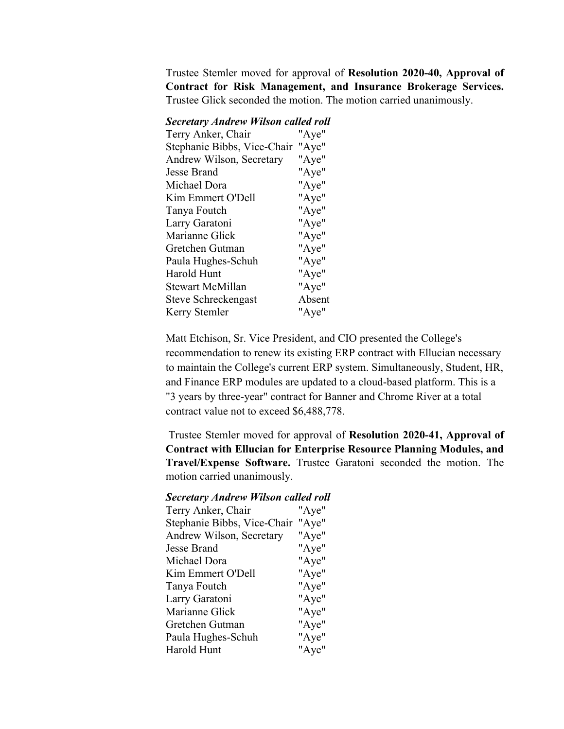Trustee Stemler moved for approval of **Resolution 2020-40, Approval of Contract for Risk Management, and Insurance Brokerage Services.** Trustee Glick seconded the motion. The motion carried unanimously.

***Secretary Andrew Wilson called roll***

| | |
|---|---|
| Terry Anker, Chair | "Aye" |
| Stephanie Bibbs, Vice-Chair | "Aye" |
| Andrew Wilson, Secretary | "Aye" |
| Jesse Brand | "Aye" |
| Michael Dora | "Aye" |
| Kim Emmert O'Dell | "Aye" |
| Tanya Foutch | "Aye" |
| Larry Garatoni | "Aye" |
| Marianne Glick | "Aye" |
| Gretchen Gutman | "Aye" |
| Paula Hughes-Schuh | "Aye" |
| Harold Hunt | "Aye" |
| Stewart McMillan | "Aye" |
| Steve Schreckengast | Absent |
| Kerry Stemler | "Aye" |

Matt Etchison, Sr. Vice President, and CIO presented the College's recommendation to renew its existing ERP contract with Ellucian necessary to maintain the College's current ERP system. Simultaneously, Student, HR, and Finance ERP modules are updated to a cloud-based platform. This is a "3 years by three-year" contract for Banner and Chrome River at a total contract value not to exceed $6,488,778.

Trustee Stemler moved for approval of **Resolution 2020-41, Approval of Contract with Ellucian for Enterprise Resource Planning Modules, and Travel/Expense Software.** Trustee Garatoni seconded the motion. The motion carried unanimously.

***Secretary Andrew Wilson called roll***

| | |
|---|---|
| Terry Anker, Chair | "Aye" |
| Stephanie Bibbs, Vice-Chair | "Aye" |
| Andrew Wilson, Secretary | "Aye" |
| Jesse Brand | "Aye" |
| Michael Dora | "Aye" |
| Kim Emmert O'Dell | "Aye" |
| Tanya Foutch | "Aye" |
| Larry Garatoni | "Aye" |
| Marianne Glick | "Aye" |
| Gretchen Gutman | "Aye" |
| Paula Hughes-Schuh | "Aye" |
| Harold Hunt | "Aye" |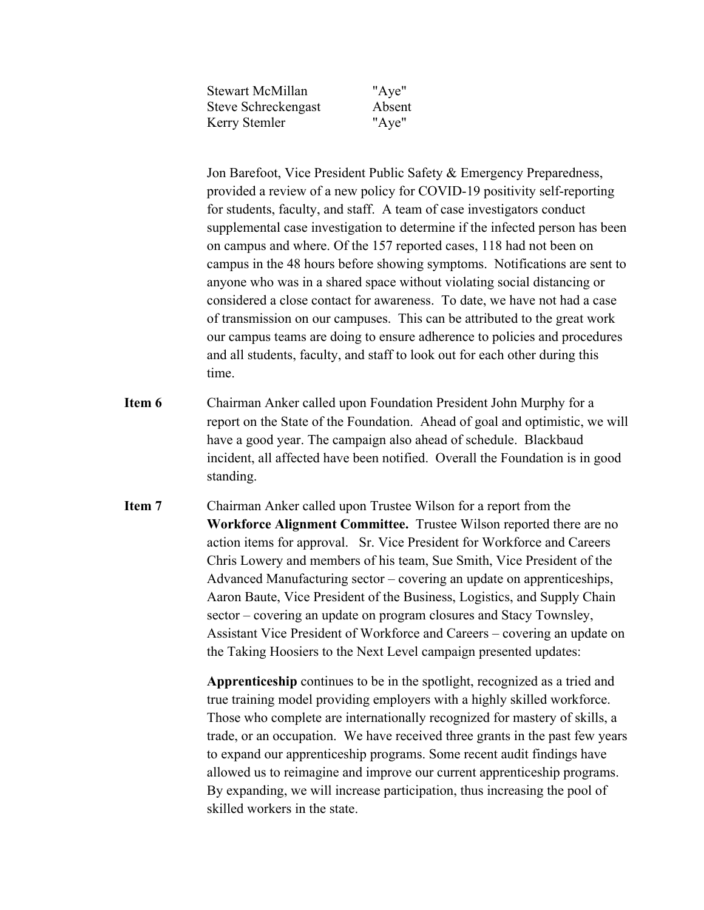| | |
|---|---|
| Stewart McMillan | "Aye" |
| Steve Schreckengast | Absent |
| Kerry Stemler | "Aye" |

Jon Barefoot, Vice President Public Safety & Emergency Preparedness, provided a review of a new policy for COVID-19 positivity self-reporting for students, faculty, and staff. A team of case investigators conduct supplemental case investigation to determine if the infected person has been on campus and where. Of the 157 reported cases, 118 had not been on campus in the 48 hours before showing symptoms. Notifications are sent to anyone who was in a shared space without violating social distancing or considered a close contact for awareness. To date, we have not had a case of transmission on our campuses. This can be attributed to the great work our campus teams are doing to ensure adherence to policies and procedures and all students, faculty, and staff to look out for each other during this time.

**Item 6** Chairman Anker called upon Foundation President John Murphy for a report on the State of the Foundation. Ahead of goal and optimistic, we will have a good year. The campaign also ahead of schedule. Blackbaud incident, all affected have been notified. Overall the Foundation is in good standing.

**Item 7** Chairman Anker called upon Trustee Wilson for a report from the **Workforce Alignment Committee.** Trustee Wilson reported there are no action items for approval. Sr. Vice President for Workforce and Careers Chris Lowery and members of his team, Sue Smith, Vice President of the Advanced Manufacturing sector – covering an update on apprenticeships, Aaron Baute, Vice President of the Business, Logistics, and Supply Chain sector – covering an update on program closures and Stacy Townsley, Assistant Vice President of Workforce and Careers – covering an update on the Taking Hoosiers to the Next Level campaign presented updates:

**Apprenticeship** continues to be in the spotlight, recognized as a tried and true training model providing employers with a highly skilled workforce. Those who complete are internationally recognized for mastery of skills, a trade, or an occupation. We have received three grants in the past few years to expand our apprenticeship programs. Some recent audit findings have allowed us to reimagine and improve our current apprenticeship programs. By expanding, we will increase participation, thus increasing the pool of skilled workers in the state.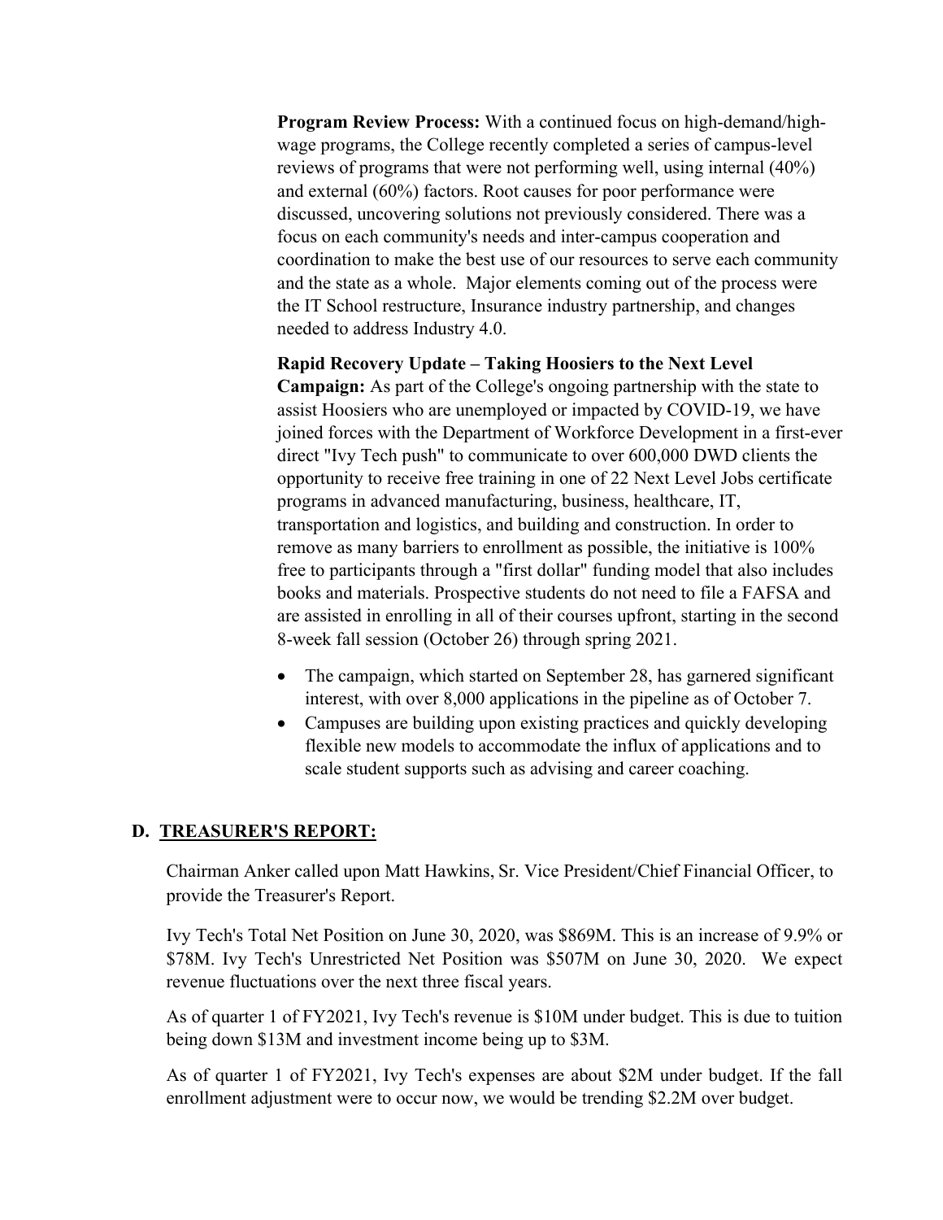**Program Review Process:** With a continued focus on high-demand/high-wage programs, the College recently completed a series of campus-level reviews of programs that were not performing well, using internal (40%) and external (60%) factors. Root causes for poor performance were discussed, uncovering solutions not previously considered. There was a focus on each community's needs and inter-campus cooperation and coordination to make the best use of our resources to serve each community and the state as a whole. Major elements coming out of the process were the IT School restructure, Insurance industry partnership, and changes needed to address Industry 4.0.

**Rapid Recovery Update – Taking Hoosiers to the Next Level Campaign:** As part of the College's ongoing partnership with the state to assist Hoosiers who are unemployed or impacted by COVID-19, we have joined forces with the Department of Workforce Development in a first-ever direct "Ivy Tech push" to communicate to over 600,000 DWD clients the opportunity to receive free training in one of 22 Next Level Jobs certificate programs in advanced manufacturing, business, healthcare, IT, transportation and logistics, and building and construction. In order to remove as many barriers to enrollment as possible, the initiative is 100% free to participants through a "first dollar" funding model that also includes books and materials. Prospective students do not need to file a FAFSA and are assisted in enrolling in all of their courses upfront, starting in the second 8-week fall session (October 26) through spring 2021.

- The campaign, which started on September 28, has garnered significant interest, with over 8,000 applications in the pipeline as of October 7.
- Campuses are building upon existing practices and quickly developing flexible new models to accommodate the influx of applications and to scale student supports such as advising and career coaching.

## D. TREASURER'S REPORT:

Chairman Anker called upon Matt Hawkins, Sr. Vice President/Chief Financial Officer, to provide the Treasurer's Report.

Ivy Tech's Total Net Position on June 30, 2020, was $869M. This is an increase of 9.9% or $78M. Ivy Tech's Unrestricted Net Position was $507M on June 30, 2020. We expect revenue fluctuations over the next three fiscal years.

As of quarter 1 of FY2021, Ivy Tech's revenue is $10M under budget. This is due to tuition being down $13M and investment income being up to $3M.

As of quarter 1 of FY2021, Ivy Tech's expenses are about $2M under budget. If the fall enrollment adjustment were to occur now, we would be trending $2.2M over budget.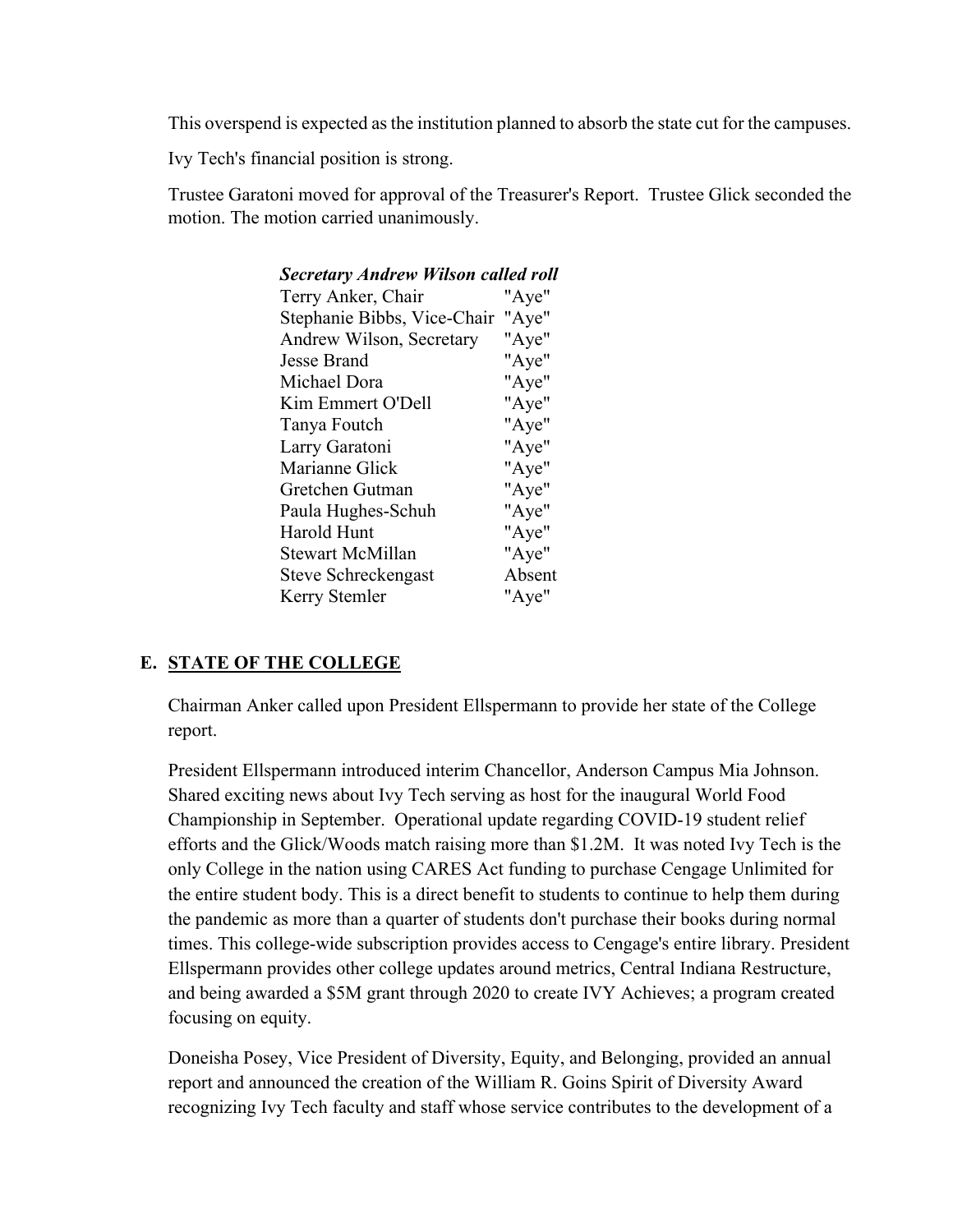This overspend is expected as the institution planned to absorb the state cut for the campuses.

Ivy Tech's financial position is strong.

Trustee Garatoni moved for approval of the Treasurer's Report. Trustee Glick seconded the motion. The motion carried unanimously.

***Secretary Andrew Wilson called roll***

| | |
|---|---|
| Terry Anker, Chair | "Aye" |
| Stephanie Bibbs, Vice-Chair | "Aye" |
| Andrew Wilson, Secretary | "Aye" |
| Jesse Brand | "Aye" |
| Michael Dora | "Aye" |
| Kim Emmert O'Dell | "Aye" |
| Tanya Foutch | "Aye" |
| Larry Garatoni | "Aye" |
| Marianne Glick | "Aye" |
| Gretchen Gutman | "Aye" |
| Paula Hughes-Schuh | "Aye" |
| Harold Hunt | "Aye" |
| Stewart McMillan | "Aye" |
| Steve Schreckengast | Absent |
| Kerry Stemler | "Aye" |

## E. <u>STATE OF THE COLLEGE</u>

Chairman Anker called upon President Ellspermann to provide her state of the College report.

President Ellspermann introduced interim Chancellor, Anderson Campus Mia Johnson. Shared exciting news about Ivy Tech serving as host for the inaugural World Food Championship in September. Operational update regarding COVID-19 student relief efforts and the Glick/Woods match raising more than $1.2M. It was noted Ivy Tech is the only College in the nation using CARES Act funding to purchase Cengage Unlimited for the entire student body. This is a direct benefit to students to continue to help them during the pandemic as more than a quarter of students don't purchase their books during normal times. This college-wide subscription provides access to Cengage's entire library. President Ellspermann provides other college updates around metrics, Central Indiana Restructure, and being awarded a $5M grant through 2020 to create IVY Achieves; a program created focusing on equity.

Doneisha Posey, Vice President of Diversity, Equity, and Belonging, provided an annual report and announced the creation of the William R. Goins Spirit of Diversity Award recognizing Ivy Tech faculty and staff whose service contributes to the development of a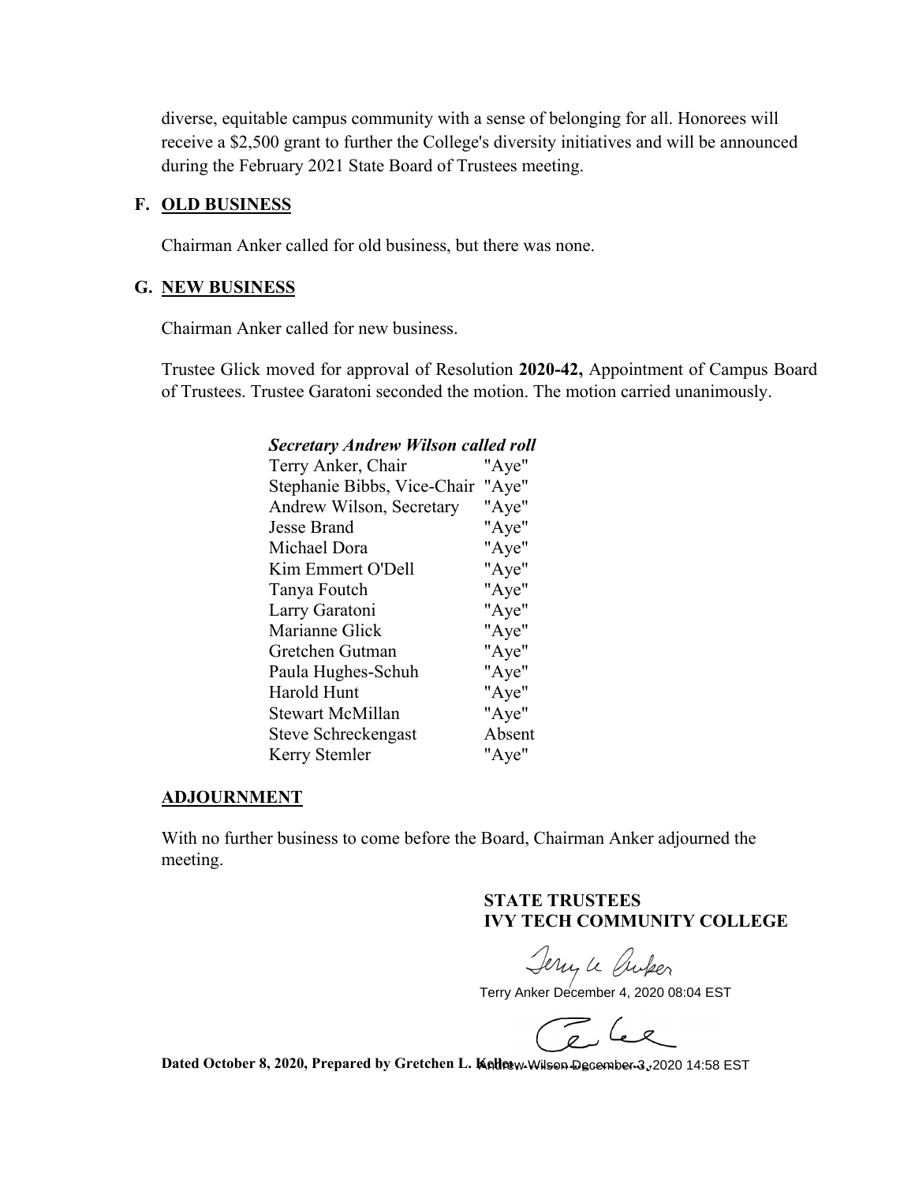diverse, equitable campus community with a sense of belonging for all. Honorees will receive a $2,500 grant to further the College's diversity initiatives and will be announced during the February 2021 State Board of Trustees meeting.

## F. OLD BUSINESS

Chairman Anker called for old business, but there was none.

## G. NEW BUSINESS

Chairman Anker called for new business.

Trustee Glick moved for approval of Resolution **2020-42,** Appointment of Campus Board of Trustees. Trustee Garatoni seconded the motion. The motion carried unanimously.

***Secretary Andrew Wilson called roll***

| | |
|---|---|
| Terry Anker, Chair | "Aye" |
| Stephanie Bibbs, Vice-Chair | "Aye" |
| Andrew Wilson, Secretary | "Aye" |
| Jesse Brand | "Aye" |
| Michael Dora | "Aye" |
| Kim Emmert O'Dell | "Aye" |
| Tanya Foutch | "Aye" |
| Larry Garatoni | "Aye" |
| Marianne Glick | "Aye" |
| Gretchen Gutman | "Aye" |
| Paula Hughes-Schuh | "Aye" |
| Harold Hunt | "Aye" |
| Stewart McMillan | "Aye" |
| Steve Schreckengast | Absent |
| Kerry Stemler | "Aye" |

## ADJOURNMENT

With no further business to come before the Board, Chairman Anker adjourned the meeting.

**STATE TRUSTEES**
**IVY TECH COMMUNITY COLLEGE**

Terry Anker December 4, 2020 08:04 EST

Andrew Wilson December 3, 2020 14:58 EST

**Dated October 8, 2020, Prepared by Gretchen L. Keller**